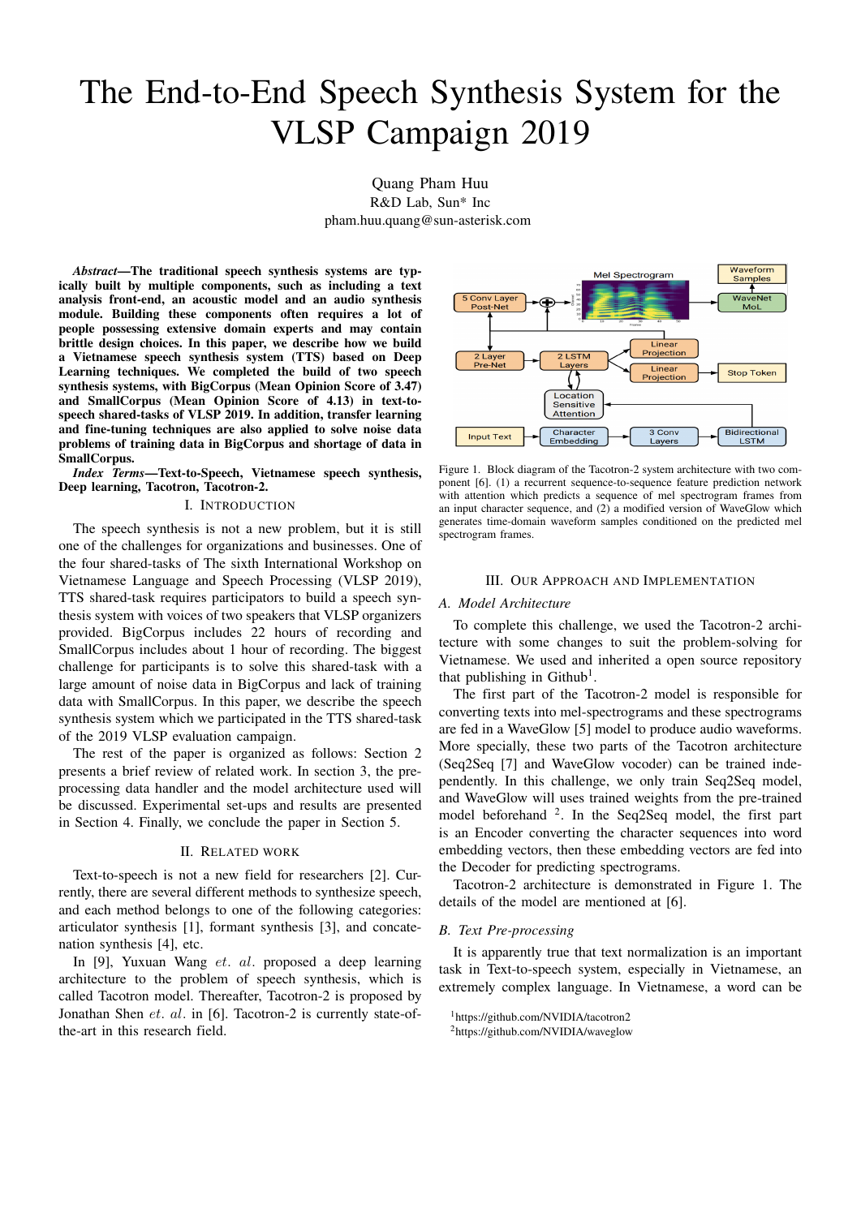# The End-to-End Speech Synthesis System for the VLSP Campaign 2019

Quang Pham Huu
R&D Lab, Sun* Inc
pham.huu.quang@sun-asterisk.com

***Abstract*—The traditional speech synthesis systems are typically built by multiple components, such as including a text analysis front-end, an acoustic model and an audio synthesis module. Building these components often requires a lot of people possessing extensive domain experts and may contain brittle design choices. In this paper, we describe how we build a Vietnamese speech synthesis system (TTS) based on Deep Learning techniques. We completed the build of two speech synthesis systems, with BigCorpus (Mean Opinion Score of 3.47) and SmallCorpus (Mean Opinion Score of 4.13) in text-to-speech shared-tasks of VLSP 2019. In addition, transfer learning and fine-tuning techniques are also applied to solve noise data problems of training data in BigCorpus and shortage of data in SmallCorpus.**

***Index Terms*—Text-to-Speech, Vietnamese speech synthesis, Deep learning, Tacotron, Tacotron-2.**

## I. Introduction

The speech synthesis is not a new problem, but it is still one of the challenges for organizations and businesses. One of the four shared-tasks of The sixth International Workshop on Vietnamese Language and Speech Processing (VLSP 2019), TTS shared-task requires participators to build a speech synthesis system with voices of two speakers that VLSP organizers provided. BigCorpus includes 22 hours of recording and SmallCorpus includes about 1 hour of recording. The biggest challenge for participants is to solve this shared-task with a large amount of noise data in BigCorpus and lack of training data with SmallCorpus. In this paper, we describe the speech synthesis system which we participated in the TTS shared-task of the 2019 VLSP evaluation campaign.

The rest of the paper is organized as follows: Section 2 presents a brief review of related work. In section 3, the preprocessing data handler and the model architecture used will be discussed. Experimental set-ups and results are presented in Section 4. Finally, we conclude the paper in Section 5.

## II. Related Work

Text-to-speech is not a new field for researchers [2]. Currently, there are several different methods to synthesize speech, and each method belongs to one of the following categories: articulator synthesis [1], formant synthesis [3], and concatenation synthesis [4], etc.

In [9], Yuxuan Wang *et. al.* proposed a deep learning architecture to the problem of speech synthesis, which is called Tacotron model. Thereafter, Tacotron-2 is proposed by Jonathan Shen *et. al.* in [6]. Tacotron-2 is currently state-of-the-art in this research field.

Figure 1. Block diagram of the Tacotron-2 system architecture with two component [6]. (1) a recurrent sequence-to-sequence feature prediction network with attention which predicts a sequence of mel spectrogram frames from an input character sequence, and (2) a modified version of WaveGlow which generates time-domain waveform samples conditioned on the predicted mel spectrogram frames.

## III. Our Approach and Implementation

### A. Model Architecture

To complete this challenge, we used the Tacotron-2 architecture with some changes to suit the problem-solving for Vietnamese. We used and inherited a open source repository that publishing in Github[1].

The first part of the Tacotron-2 model is responsible for converting texts into mel-spectrograms and these spectrograms are fed in a WaveGlow [5] model to produce audio waveforms. More specially, these two parts of the Tacotron architecture (Seq2Seq [7] and WaveGlow vocoder) can be trained independently. In this challenge, we only train Seq2Seq model, and WaveGlow will uses trained weights from the pre-trained model beforehand [2]. In the Seq2Seq model, the first part is an Encoder converting the character sequences into word embedding vectors, then these embedding vectors are fed into the Decoder for predicting spectrograms.

Tacotron-2 architecture is demonstrated in Figure 1. The details of the model are mentioned at [6].

### B. Text Pre-processing

It is apparently true that text normalization is an important task in Text-to-speech system, especially in Vietnamese, an extremely complex language. In Vietnamese, a word can be

[1] https://github.com/NVIDIA/tacotron2
[2] https://github.com/NVIDIA/waveglow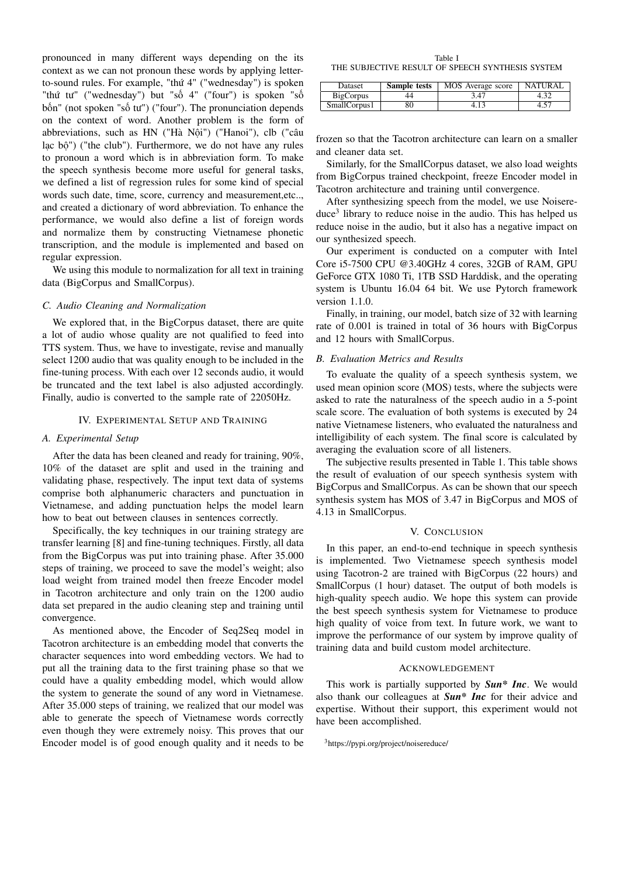pronounced in many different ways depending on the its context as we can not pronoun these words by applying letter-to-sound rules. For example, "thứ 4" ("wednesday") is spoken "thứ tư" ("wednesday") but "số 4" ("four") is spoken "số bốn" (not spoken "số tư") ("four"). The pronunciation depends on the context of word. Another problem is the form of abbreviations, such as HN ("Hà Nội") ("Hanoi"), clb ("câu lạc bộ") ("the club"). Furthermore, we do not have any rules to pronoun a word which is in abbreviation form. To make the speech synthesis become more useful for general tasks, we defined a list of regression rules for some kind of special words such date, time, score, currency and measurement,etc.., and created a dictionary of word abbreviation. To enhance the performance, we would also define a list of foreign words and normalize them by constructing Vietnamese phonetic transcription, and the module is implemented and based on regular expression.

We using this module to normalization for all text in training data (BigCorpus and SmallCorpus).

### C. Audio Cleaning and Normalization

We explored that, in the BigCorpus dataset, there are quite a lot of audio whose quality are not qualified to feed into TTS system. Thus, we have to investigate, revise and manually select 1200 audio that was quality enough to be included in the fine-tuning process. With each over 12 seconds audio, it would be truncated and the text label is also adjusted accordingly. Finally, audio is converted to the sample rate of 22050Hz.

## IV. Experimental Setup and Training

### A. Experimental Setup

After the data has been cleaned and ready for training, 90%, 10% of the dataset are split and used in the training and validating phase, respectively. The input text data of systems comprise both alphanumeric characters and punctuation in Vietnamese, and adding punctuation helps the model learn how to beat out between clauses in sentences correctly.

Specifically, the key techniques in our training strategy are transfer learning [8] and fine-tuning techniques. Firstly, all data from the BigCorpus was put into training phase. After 35.000 steps of training, we proceed to save the model's weight; also load weight from trained model then freeze Encoder model in Tacotron architecture and only train on the 1200 audio data set prepared in the audio cleaning step and training until convergence.

As mentioned above, the Encoder of Seq2Seq model in Tacotron architecture is an embedding model that converts the character sequences into word embedding vectors. We had to put all the training data to the first training phase so that we could have a quality embedding model, which would allow the system to generate the sound of any word in Vietnamese. After 35.000 steps of training, we realized that our model was able to generate the speech of Vietnamese words correctly even though they were extremely noisy. This proves that our Encoder model is of good enough quality and it needs to be frozen so that the Tacotron architecture can learn on a smaller and cleaner data set.

Table I
THE SUBJECTIVE RESULT OF SPEECH SYNTHESIS SYSTEM

| Dataset | **Sample tests** | MOS Average score | NATURAL |
|---|---|---|---|
| BigCorpus | 44 | 3.47 | 4.32 |
| SmallCorpus1 | 80 | 4.13 | 4.57 |

Similarly, for the SmallCorpus dataset, we also load weights from BigCorpus trained checkpoint, freeze Encoder model in Tacotron architecture and training until convergence.

After synthesizing speech from the model, we use Noisereduce[3] library to reduce noise in the audio. This has helped us reduce noise in the audio, but it also has a negative impact on our synthesized speech.

Our experiment is conducted on a computer with Intel Core i5-7500 CPU @3.40GHz 4 cores, 32GB of RAM, GPU GeForce GTX 1080 Ti, 1TB SSD Harddisk, and the operating system is Ubuntu 16.04 64 bit. We use Pytorch framework version 1.1.0.

Finally, in training, our model, batch size of 32 with learning rate of 0.001 is trained in total of 36 hours with BigCorpus and 12 hours with SmallCorpus.

### B. Evaluation Metrics and Results

To evaluate the quality of a speech synthesis system, we used mean opinion score (MOS) tests, where the subjects were asked to rate the naturalness of the speech audio in a 5-point scale score. The evaluation of both systems is executed by 24 native Vietnamese listeners, who evaluated the naturalness and intelligibility of each system. The final score is calculated by averaging the evaluation score of all listeners.

The subjective results presented in Table 1. This table shows the result of evaluation of our speech synthesis system with BigCorpus and SmallCorpus. As can be shown that our speech synthesis system has MOS of 3.47 in BigCorpus and MOS of 4.13 in SmallCorpus.

## V. Conclusion

In this paper, an end-to-end technique in speech synthesis is implemented. Two Vietnamese speech synthesis model using Tacotron-2 are trained with BigCorpus (22 hours) and SmallCorpus (1 hour) dataset. The output of both models is high-quality speech audio. We hope this system can provide the best speech synthesis system for Vietnamese to produce high quality of voice from text. In future work, we want to improve the performance of our system by improve quality of training data and build custom model architecture.

## Acknowledgement

This work is partially supported by ***Sun* Inc***. We would also thank our colleagues at ***Sun* Inc*** for their advice and expertise. Without their support, this experiment would not have been accomplished.

[3]https://pypi.org/project/noisereduce/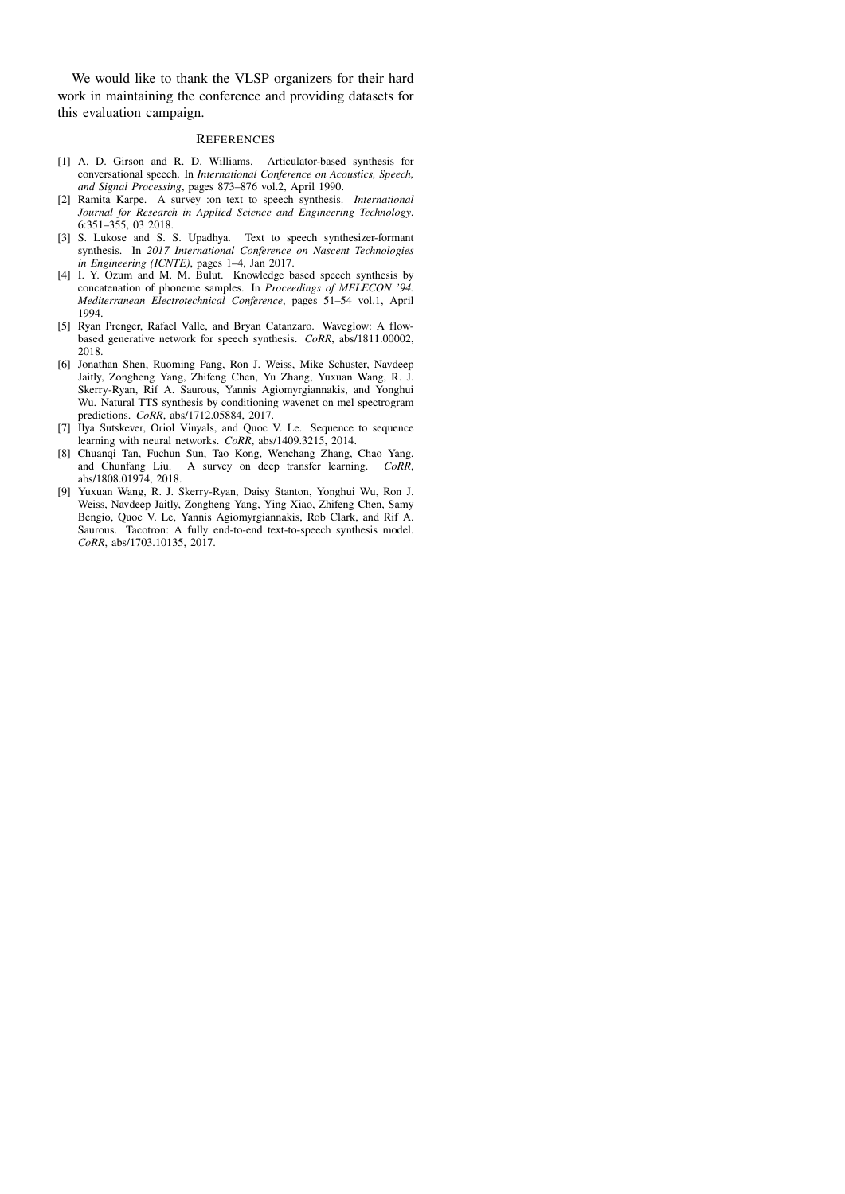We would like to thank the VLSP organizers for their hard work in maintaining the conference and providing datasets for this evaluation campaign.

## References

[1] A. D. Girson and R. D. Williams. Articulator-based synthesis for conversational speech. In *International Conference on Acoustics, Speech, and Signal Processing*, pages 873–876 vol.2, April 1990.

[2] Ramita Karpe. A survey :on text to speech synthesis. *International Journal for Research in Applied Science and Engineering Technology*, 6:351–355, 03 2018.

[3] S. Lukose and S. S. Upadhya. Text to speech synthesizer-formant synthesis. In *2017 International Conference on Nascent Technologies in Engineering (ICNTE)*, pages 1–4, Jan 2017.

[4] I. Y. Ozum and M. M. Bulut. Knowledge based speech synthesis by concatenation of phoneme samples. In *Proceedings of MELECON '94. Mediterranean Electrotechnical Conference*, pages 51–54 vol.1, April 1994.

[5] Ryan Prenger, Rafael Valle, and Bryan Catanzaro. Waveglow: A flow-based generative network for speech synthesis. *CoRR*, abs/1811.00002, 2018.

[6] Jonathan Shen, Ruoming Pang, Ron J. Weiss, Mike Schuster, Navdeep Jaitly, Zongheng Yang, Zhifeng Chen, Yu Zhang, Yuxuan Wang, R. J. Skerry-Ryan, Rif A. Saurous, Yannis Agiomyrgiannakis, and Yonghui Wu. Natural TTS synthesis by conditioning wavenet on mel spectrogram predictions. *CoRR*, abs/1712.05884, 2017.

[7] Ilya Sutskever, Oriol Vinyals, and Quoc V. Le. Sequence to sequence learning with neural networks. *CoRR*, abs/1409.3215, 2014.

[8] Chuanqi Tan, Fuchun Sun, Tao Kong, Wenchang Zhang, Chao Yang, and Chunfang Liu. A survey on deep transfer learning. *CoRR*, abs/1808.01974, 2018.

[9] Yuxuan Wang, R. J. Skerry-Ryan, Daisy Stanton, Yonghui Wu, Ron J. Weiss, Navdeep Jaitly, Zongheng Yang, Ying Xiao, Zhifeng Chen, Samy Bengio, Quoc V. Le, Yannis Agiomyrgiannakis, Rob Clark, and Rif A. Saurous. Tacotron: A fully end-to-end text-to-speech synthesis model. *CoRR*, abs/1703.10135, 2017.